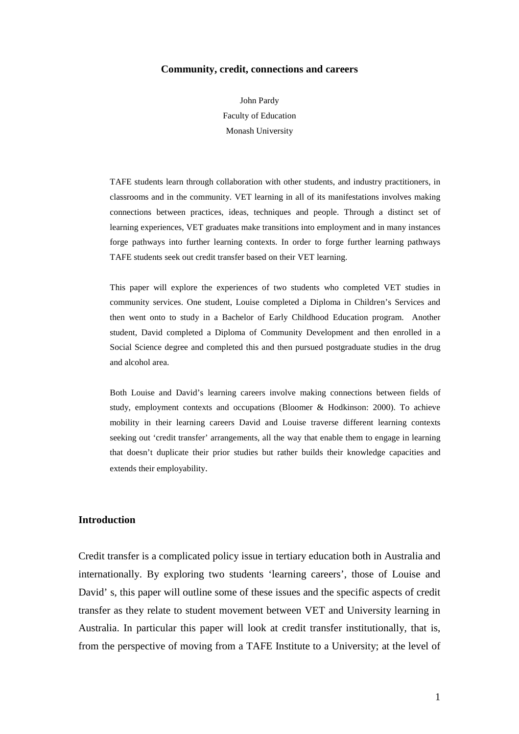# Community, credit, connections and careers

John Pardy
Faculty of Education
Monash University

TAFE students learn through collaboration with other students, and industry practitioners, in classrooms and in the community. VET learning in all of its manifestations involves making connections between practices, ideas, techniques and people. Through a distinct set of learning experiences, VET graduates make transitions into employment and in many instances forge pathways into further learning contexts. In order to forge further learning pathways TAFE students seek out credit transfer based on their VET learning.

This paper will explore the experiences of two students who completed VET studies in community services. One student, Louise completed a Diploma in Children's Services and then went onto to study in a Bachelor of Early Childhood Education program. Another student, David completed a Diploma of Community Development and then enrolled in a Social Science degree and completed this and then pursued postgraduate studies in the drug and alcohol area.

Both Louise and David's learning careers involve making connections between fields of study, employment contexts and occupations (Bloomer & Hodkinson: 2000). To achieve mobility in their learning careers David and Louise traverse different learning contexts seeking out 'credit transfer' arrangements, all the way that enable them to engage in learning that doesn't duplicate their prior studies but rather builds their knowledge capacities and extends their employability.

## Introduction

Credit transfer is a complicated policy issue in tertiary education both in Australia and internationally. By exploring two students 'learning careers', those of Louise and David' s, this paper will outline some of these issues and the specific aspects of credit transfer as they relate to student movement between VET and University learning in Australia. In particular this paper will look at credit transfer institutionally, that is, from the perspective of moving from a TAFE Institute to a University; at the level of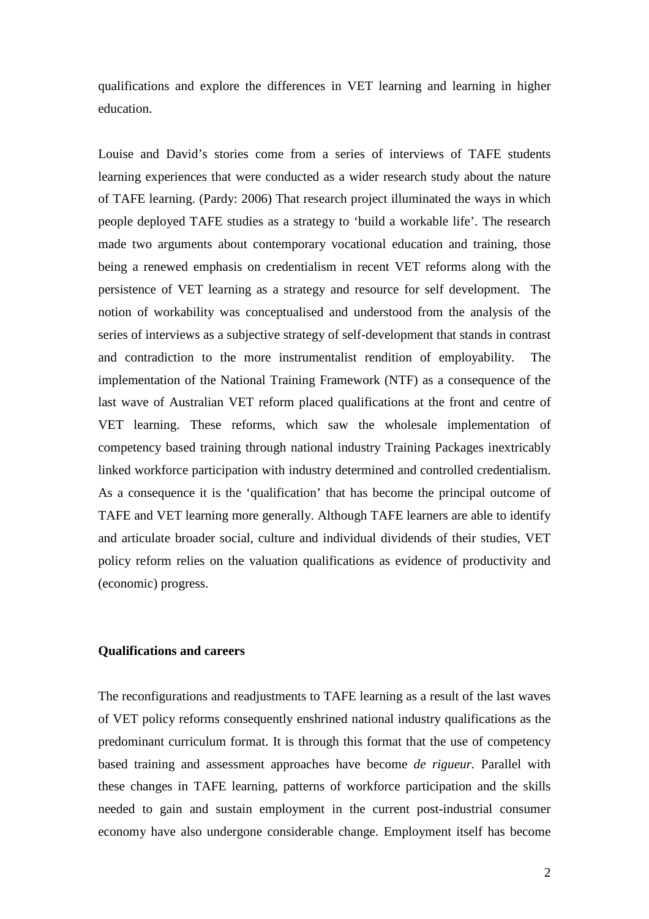qualifications and explore the differences in VET learning and learning in higher education.

Louise and David's stories come from a series of interviews of TAFE students learning experiences that were conducted as a wider research study about the nature of TAFE learning. (Pardy: 2006) That research project illuminated the ways in which people deployed TAFE studies as a strategy to 'build a workable life'. The research made two arguments about contemporary vocational education and training, those being a renewed emphasis on credentialism in recent VET reforms along with the persistence of VET learning as a strategy and resource for self development. The notion of workability was conceptualised and understood from the analysis of the series of interviews as a subjective strategy of self-development that stands in contrast and contradiction to the more instrumentalist rendition of employability. The implementation of the National Training Framework (NTF) as a consequence of the last wave of Australian VET reform placed qualifications at the front and centre of VET learning. These reforms, which saw the wholesale implementation of competency based training through national industry Training Packages inextricably linked workforce participation with industry determined and controlled credentialism. As a consequence it is the 'qualification' that has become the principal outcome of TAFE and VET learning more generally. Although TAFE learners are able to identify and articulate broader social, culture and individual dividends of their studies, VET policy reform relies on the valuation qualifications as evidence of productivity and (economic) progress.

**Qualifications and careers**

The reconfigurations and readjustments to TAFE learning as a result of the last waves of VET policy reforms consequently enshrined national industry qualifications as the predominant curriculum format. It is through this format that the use of competency based training and assessment approaches have become *de rigueur.* Parallel with these changes in TAFE learning, patterns of workforce participation and the skills needed to gain and sustain employment in the current post-industrial consumer economy have also undergone considerable change. Employment itself has become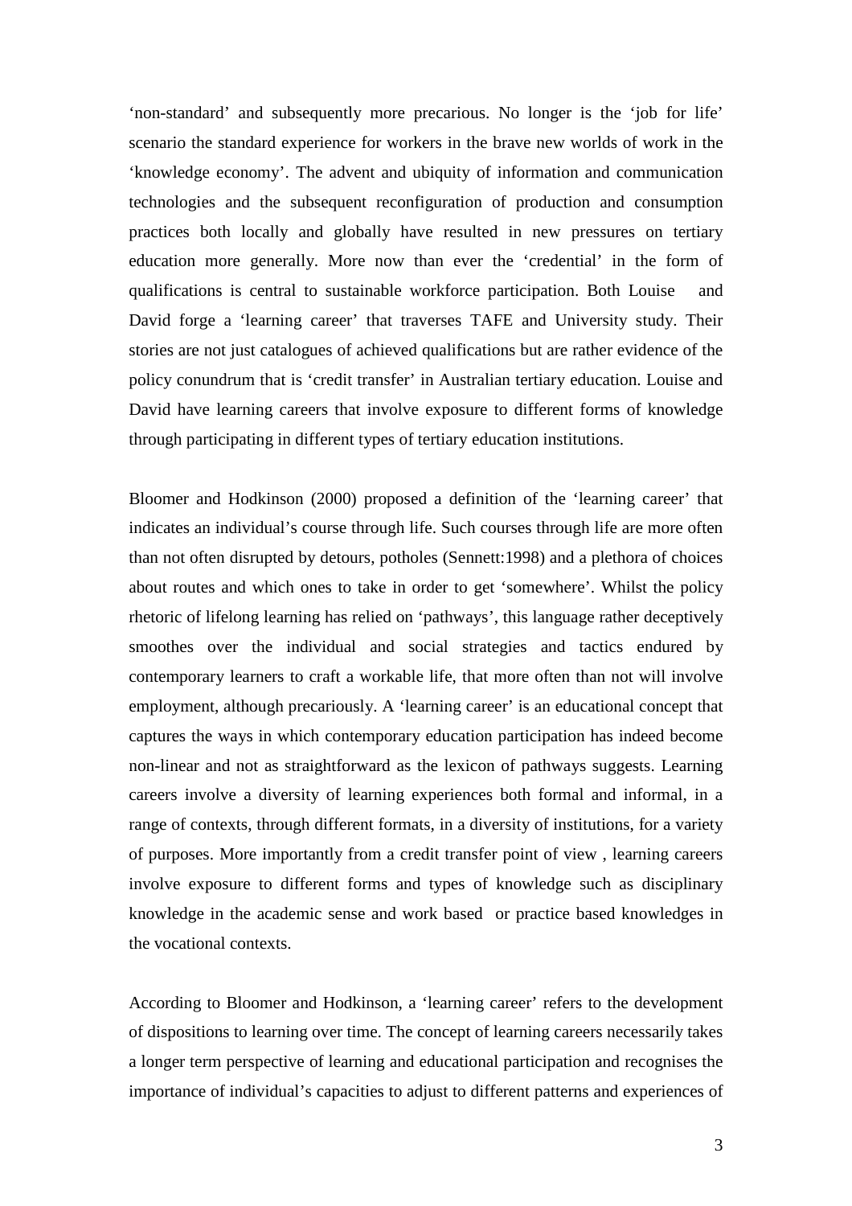'non-standard' and subsequently more precarious. No longer is the 'job for life' scenario the standard experience for workers in the brave new worlds of work in the 'knowledge economy'. The advent and ubiquity of information and communication technologies and the subsequent reconfiguration of production and consumption practices both locally and globally have resulted in new pressures on tertiary education more generally. More now than ever the 'credential' in the form of qualifications is central to sustainable workforce participation. Both Louise and David forge a 'learning career' that traverses TAFE and University study. Their stories are not just catalogues of achieved qualifications but are rather evidence of the policy conundrum that is 'credit transfer' in Australian tertiary education. Louise and David have learning careers that involve exposure to different forms of knowledge through participating in different types of tertiary education institutions.

Bloomer and Hodkinson (2000) proposed a definition of the 'learning career' that indicates an individual's course through life. Such courses through life are more often than not often disrupted by detours, potholes (Sennett:1998) and a plethora of choices about routes and which ones to take in order to get 'somewhere'. Whilst the policy rhetoric of lifelong learning has relied on 'pathways', this language rather deceptively smoothes over the individual and social strategies and tactics endured by contemporary learners to craft a workable life, that more often than not will involve employment, although precariously. A 'learning career' is an educational concept that captures the ways in which contemporary education participation has indeed become non-linear and not as straightforward as the lexicon of pathways suggests. Learning careers involve a diversity of learning experiences both formal and informal, in a range of contexts, through different formats, in a diversity of institutions, for a variety of purposes. More importantly from a credit transfer point of view , learning careers involve exposure to different forms and types of knowledge such as disciplinary knowledge in the academic sense and work based or practice based knowledges in the vocational contexts.

According to Bloomer and Hodkinson, a 'learning career' refers to the development of dispositions to learning over time. The concept of learning careers necessarily takes a longer term perspective of learning and educational participation and recognises the importance of individual's capacities to adjust to different patterns and experiences of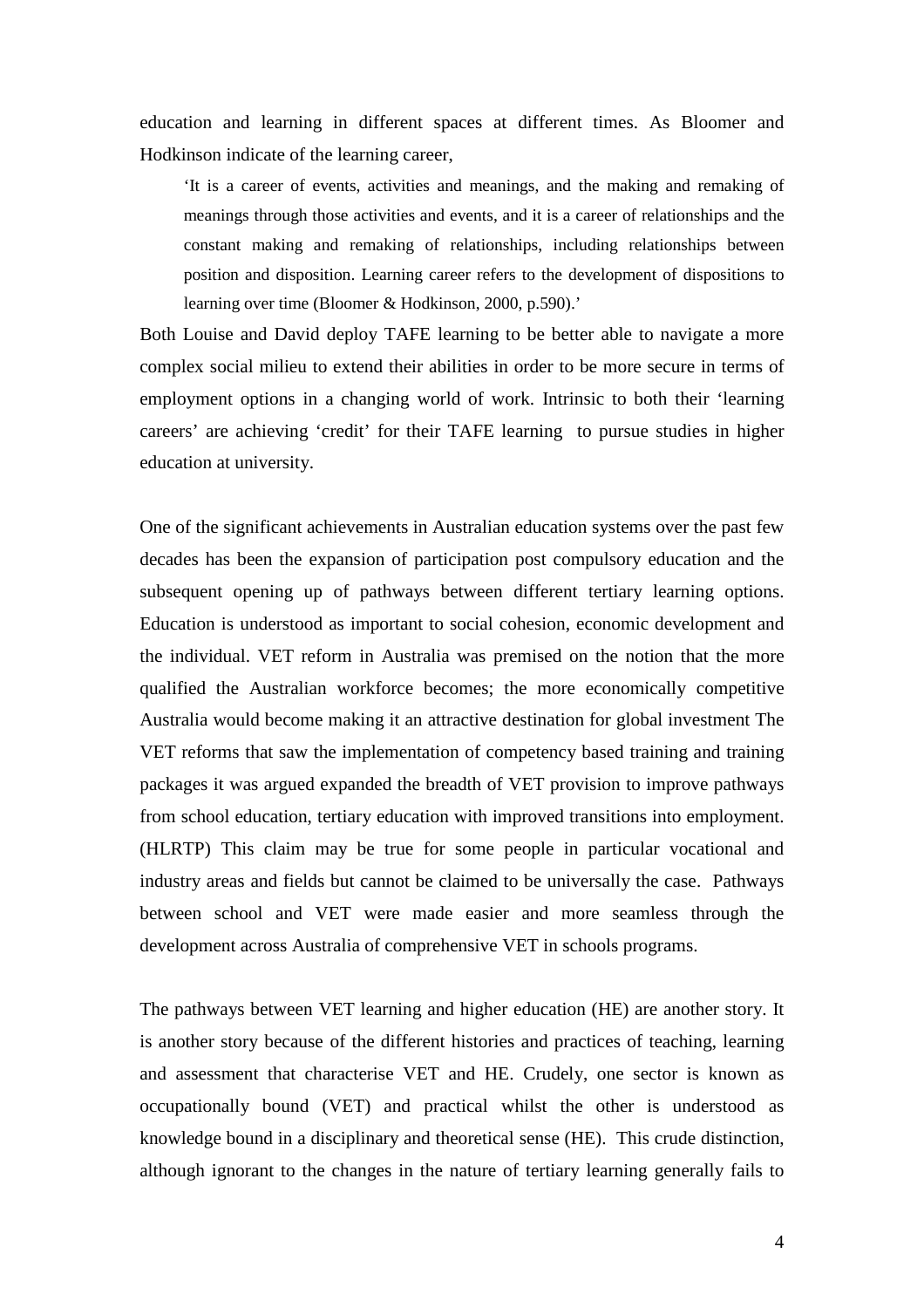education and learning in different spaces at different times. As Bloomer and Hodkinson indicate of the learning career,

> 'It is a career of events, activities and meanings, and the making and remaking of meanings through those activities and events, and it is a career of relationships and the constant making and remaking of relationships, including relationships between position and disposition. Learning career refers to the development of dispositions to learning over time (Bloomer & Hodkinson, 2000, p.590).'

Both Louise and David deploy TAFE learning to be better able to navigate a more complex social milieu to extend their abilities in order to be more secure in terms of employment options in a changing world of work. Intrinsic to both their 'learning careers' are achieving 'credit' for their TAFE learning to pursue studies in higher education at university.

One of the significant achievements in Australian education systems over the past few decades has been the expansion of participation post compulsory education and the subsequent opening up of pathways between different tertiary learning options. Education is understood as important to social cohesion, economic development and the individual. VET reform in Australia was premised on the notion that the more qualified the Australian workforce becomes; the more economically competitive Australia would become making it an attractive destination for global investment The VET reforms that saw the implementation of competency based training and training packages it was argued expanded the breadth of VET provision to improve pathways from school education, tertiary education with improved transitions into employment. (HLRTP) This claim may be true for some people in particular vocational and industry areas and fields but cannot be claimed to be universally the case. Pathways between school and VET were made easier and more seamless through the development across Australia of comprehensive VET in schools programs.

The pathways between VET learning and higher education (HE) are another story. It is another story because of the different histories and practices of teaching, learning and assessment that characterise VET and HE. Crudely, one sector is known as occupationally bound (VET) and practical whilst the other is understood as knowledge bound in a disciplinary and theoretical sense (HE). This crude distinction, although ignorant to the changes in the nature of tertiary learning generally fails to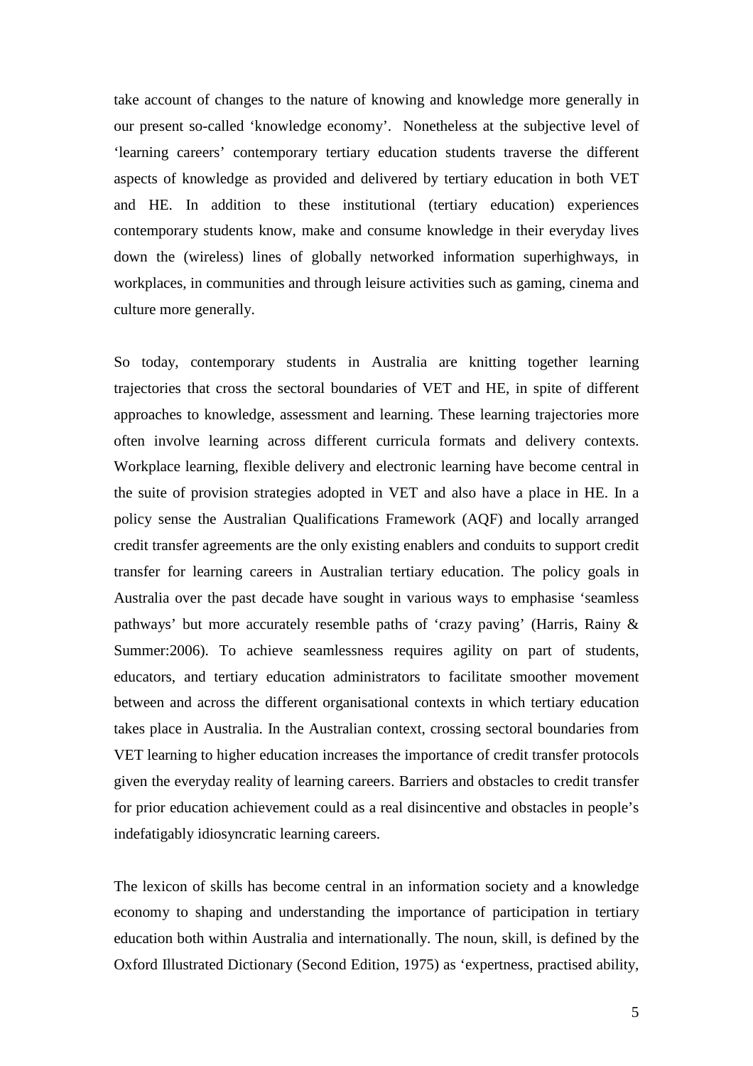take account of changes to the nature of knowing and knowledge more generally in our present so-called 'knowledge economy'. Nonetheless at the subjective level of 'learning careers' contemporary tertiary education students traverse the different aspects of knowledge as provided and delivered by tertiary education in both VET and HE. In addition to these institutional (tertiary education) experiences contemporary students know, make and consume knowledge in their everyday lives down the (wireless) lines of globally networked information superhighways, in workplaces, in communities and through leisure activities such as gaming, cinema and culture more generally.

So today, contemporary students in Australia are knitting together learning trajectories that cross the sectoral boundaries of VET and HE, in spite of different approaches to knowledge, assessment and learning. These learning trajectories more often involve learning across different curricula formats and delivery contexts. Workplace learning, flexible delivery and electronic learning have become central in the suite of provision strategies adopted in VET and also have a place in HE. In a policy sense the Australian Qualifications Framework (AQF) and locally arranged credit transfer agreements are the only existing enablers and conduits to support credit transfer for learning careers in Australian tertiary education. The policy goals in Australia over the past decade have sought in various ways to emphasise 'seamless pathways' but more accurately resemble paths of 'crazy paving' (Harris, Rainy & Summer:2006). To achieve seamlessness requires agility on part of students, educators, and tertiary education administrators to facilitate smoother movement between and across the different organisational contexts in which tertiary education takes place in Australia. In the Australian context, crossing sectoral boundaries from VET learning to higher education increases the importance of credit transfer protocols given the everyday reality of learning careers. Barriers and obstacles to credit transfer for prior education achievement could as a real disincentive and obstacles in people's indefatigably idiosyncratic learning careers.

The lexicon of skills has become central in an information society and a knowledge economy to shaping and understanding the importance of participation in tertiary education both within Australia and internationally. The noun, skill, is defined by the Oxford Illustrated Dictionary (Second Edition, 1975) as 'expertness, practised ability,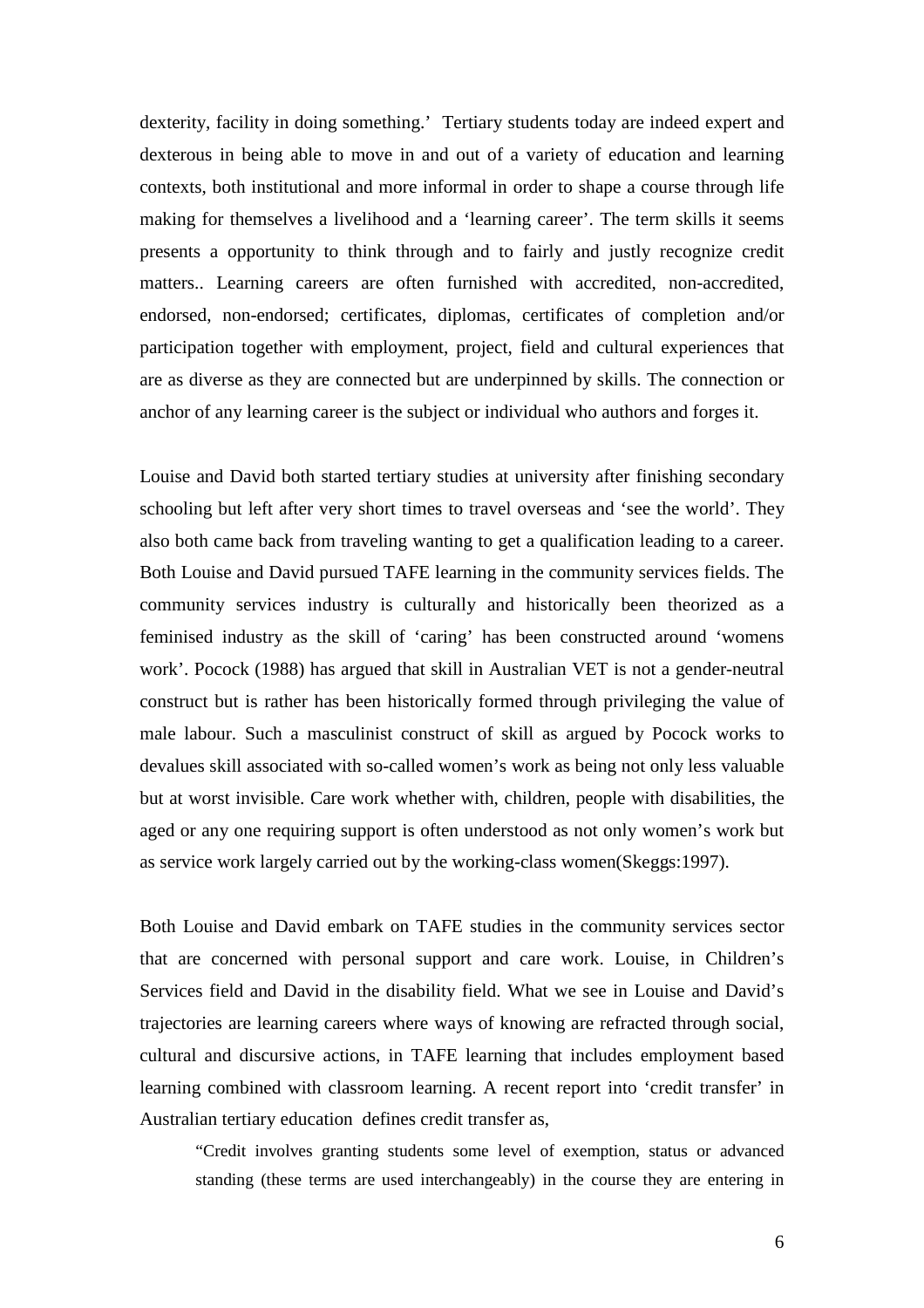dexterity, facility in doing something.' Tertiary students today are indeed expert and dexterous in being able to move in and out of a variety of education and learning contexts, both institutional and more informal in order to shape a course through life making for themselves a livelihood and a 'learning career'. The term skills it seems presents a opportunity to think through and to fairly and justly recognize credit matters.. Learning careers are often furnished with accredited, non-accredited, endorsed, non-endorsed; certificates, diplomas, certificates of completion and/or participation together with employment, project, field and cultural experiences that are as diverse as they are connected but are underpinned by skills. The connection or anchor of any learning career is the subject or individual who authors and forges it.

Louise and David both started tertiary studies at university after finishing secondary schooling but left after very short times to travel overseas and 'see the world'. They also both came back from traveling wanting to get a qualification leading to a career. Both Louise and David pursued TAFE learning in the community services fields. The community services industry is culturally and historically been theorized as a feminised industry as the skill of 'caring' has been constructed around 'womens work'. Pocock (1988) has argued that skill in Australian VET is not a gender-neutral construct but is rather has been historically formed through privileging the value of male labour. Such a masculinist construct of skill as argued by Pocock works to devalues skill associated with so-called women's work as being not only less valuable but at worst invisible. Care work whether with, children, people with disabilities, the aged or any one requiring support is often understood as not only women's work but as service work largely carried out by the working-class women(Skeggs:1997).

Both Louise and David embark on TAFE studies in the community services sector that are concerned with personal support and care work. Louise, in Children's Services field and David in the disability field. What we see in Louise and David's trajectories are learning careers where ways of knowing are refracted through social, cultural and discursive actions, in TAFE learning that includes employment based learning combined with classroom learning. A recent report into 'credit transfer' in Australian tertiary education defines credit transfer as,

> "Credit involves granting students some level of exemption, status or advanced standing (these terms are used interchangeably) in the course they are entering in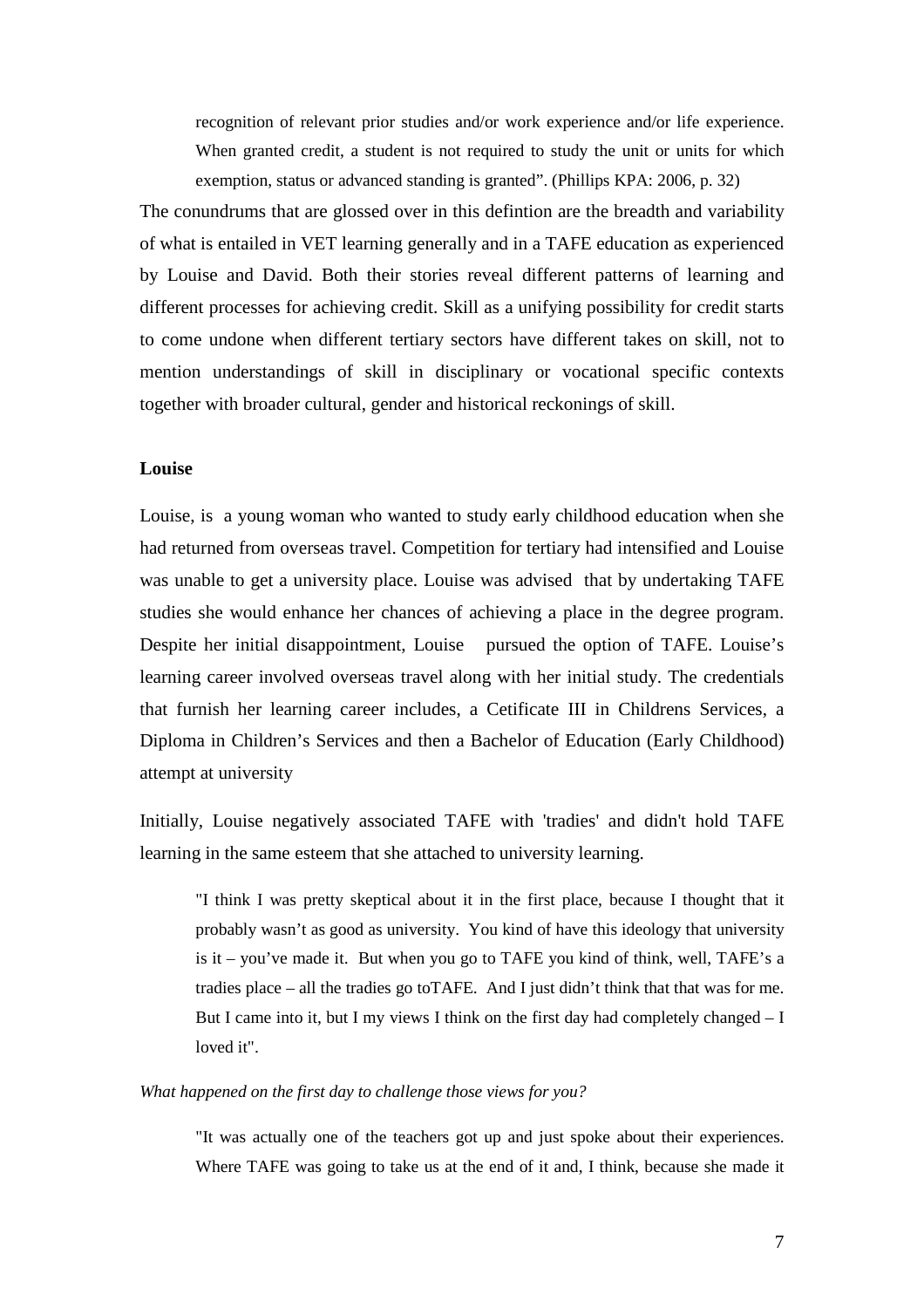> recognition of relevant prior studies and/or work experience and/or life experience. When granted credit, a student is not required to study the unit or units for which exemption, status or advanced standing is granted". (Phillips KPA: 2006, p. 32)

The conundrums that are glossed over in this defintion are the breadth and variability of what is entailed in VET learning generally and in a TAFE education as experienced by Louise and David. Both their stories reveal different patterns of learning and different processes for achieving credit. Skill as a unifying possibility for credit starts to come undone when different tertiary sectors have different takes on skill, not to mention understandings of skill in disciplinary or vocational specific contexts together with broader cultural, gender and historical reckonings of skill.

**Louise**

Louise, is a young woman who wanted to study early childhood education when she had returned from overseas travel. Competition for tertiary had intensified and Louise was unable to get a university place. Louise was advised that by undertaking TAFE studies she would enhance her chances of achieving a place in the degree program. Despite her initial disappointment, Louise pursued the option of TAFE. Louise's learning career involved overseas travel along with her initial study. The credentials that furnish her learning career includes, a Cetificate III in Childrens Services, a Diploma in Children's Services and then a Bachelor of Education (Early Childhood) attempt at university

Initially, Louise negatively associated TAFE with 'tradies' and didn't hold TAFE learning in the same esteem that she attached to university learning.

> "I think I was pretty skeptical about it in the first place, because I thought that it probably wasn't as good as university. You kind of have this ideology that university is it – you've made it. But when you go to TAFE you kind of think, well, TAFE's a tradies place – all the tradies go toTAFE. And I just didn't think that that was for me. But I came into it, but I my views I think on the first day had completely changed – I loved it".

*What happened on the first day to challenge those views for you?*

> "It was actually one of the teachers got up and just spoke about their experiences. Where TAFE was going to take us at the end of it and, I think, because she made it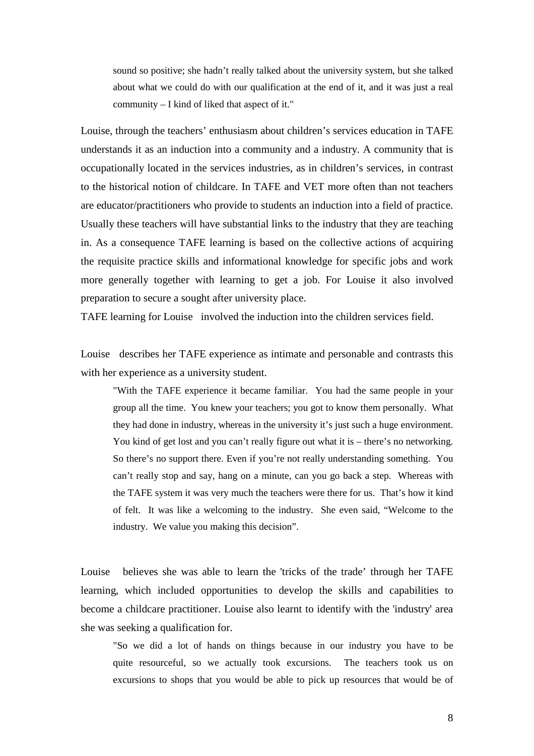> sound so positive; she hadn't really talked about the university system, but she talked about what we could do with our qualification at the end of it, and it was just a real community – I kind of liked that aspect of it."

Louise, through the teachers' enthusiasm about children's services education in TAFE understands it as an induction into a community and a industry. A community that is occupationally located in the services industries, as in children's services, in contrast to the historical notion of childcare. In TAFE and VET more often than not teachers are educator/practitioners who provide to students an induction into a field of practice. Usually these teachers will have substantial links to the industry that they are teaching in. As a consequence TAFE learning is based on the collective actions of acquiring the requisite practice skills and informational knowledge for specific jobs and work more generally together with learning to get a job. For Louise it also involved preparation to secure a sought after university place.

TAFE learning for Louise involved the induction into the children services field.

Louise describes her TAFE experience as intimate and personable and contrasts this with her experience as a university student.

> "With the TAFE experience it became familiar. You had the same people in your group all the time. You knew your teachers; you got to know them personally. What they had done in industry, whereas in the university it's just such a huge environment. You kind of get lost and you can't really figure out what it is – there's no networking. So there's no support there. Even if you're not really understanding something. You can't really stop and say, hang on a minute, can you go back a step. Whereas with the TAFE system it was very much the teachers were there for us. That's how it kind of felt. It was like a welcoming to the industry. She even said, "Welcome to the industry. We value you making this decision".

Louise believes she was able to learn the 'tricks of the trade' through her TAFE learning, which included opportunities to develop the skills and capabilities to become a childcare practitioner. Louise also learnt to identify with the 'industry' area she was seeking a qualification for.

> "So we did a lot of hands on things because in our industry you have to be quite resourceful, so we actually took excursions. The teachers took us on excursions to shops that you would be able to pick up resources that would be of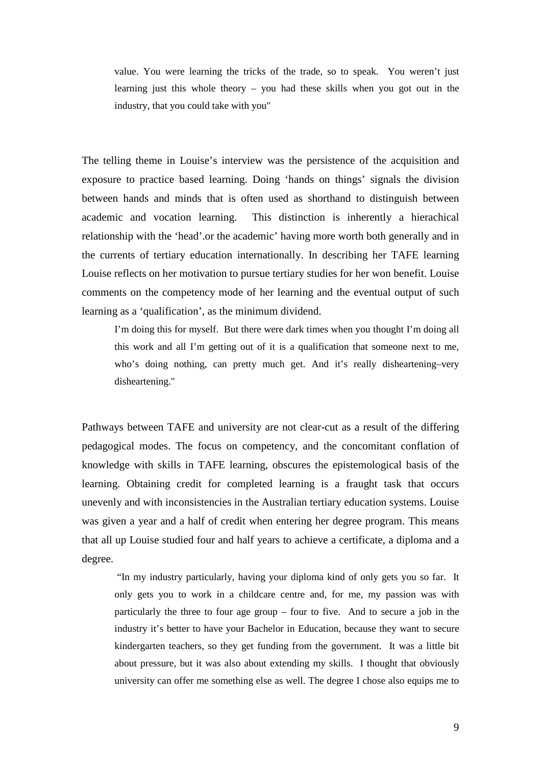> value. You were learning the tricks of the trade, so to speak. You weren't just learning just this whole theory – you had these skills when you got out in the industry, that you could take with you"

The telling theme in Louise's interview was the persistence of the acquisition and exposure to practice based learning. Doing 'hands on things' signals the division between hands and minds that is often used as shorthand to distinguish between academic and vocation learning. This distinction is inherently a hierachical relationship with the 'head'.or the academic' having more worth both generally and in the currents of tertiary education internationally. In describing her TAFE learning Louise reflects on her motivation to pursue tertiary studies for her won benefit. Louise comments on the competency mode of her learning and the eventual output of such learning as a 'qualification', as the minimum dividend.

> I'm doing this for myself. But there were dark times when you thought I'm doing all this work and all I'm getting out of it is a qualification that someone next to me, who's doing nothing, can pretty much get. And it's really disheartening–very disheartening."

Pathways between TAFE and university are not clear-cut as a result of the differing pedagogical modes. The focus on competency, and the concomitant conflation of knowledge with skills in TAFE learning, obscures the epistemological basis of the learning. Obtaining credit for completed learning is a fraught task that occurs unevenly and with inconsistencies in the Australian tertiary education systems. Louise was given a year and a half of credit when entering her degree program. This means that all up Louise studied four and half years to achieve a certificate, a diploma and a degree.

> "In my industry particularly, having your diploma kind of only gets you so far. It only gets you to work in a childcare centre and, for me, my passion was with particularly the three to four age group – four to five. And to secure a job in the industry it's better to have your Bachelor in Education, because they want to secure kindergarten teachers, so they get funding from the government. It was a little bit about pressure, but it was also about extending my skills. I thought that obviously university can offer me something else as well. The degree I chose also equips me to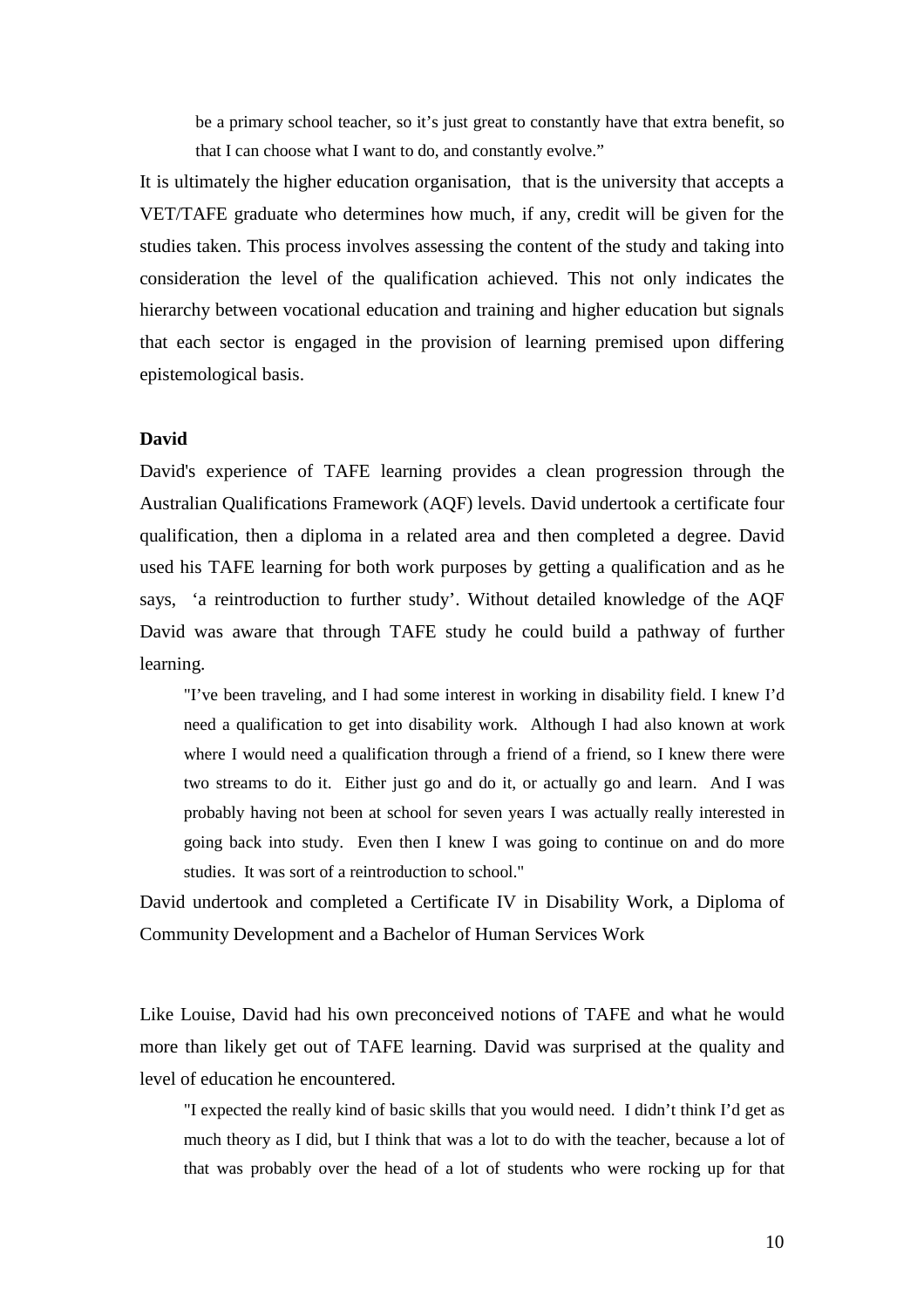> be a primary school teacher, so it's just great to constantly have that extra benefit, so that I can choose what I want to do, and constantly evolve."

It is ultimately the higher education organisation, that is the university that accepts a VET/TAFE graduate who determines how much, if any, credit will be given for the studies taken. This process involves assessing the content of the study and taking into consideration the level of the qualification achieved. This not only indicates the hierarchy between vocational education and training and higher education but signals that each sector is engaged in the provision of learning premised upon differing epistemological basis.

**David**

David's experience of TAFE learning provides a clean progression through the Australian Qualifications Framework (AQF) levels. David undertook a certificate four qualification, then a diploma in a related area and then completed a degree. David used his TAFE learning for both work purposes by getting a qualification and as he says, 'a reintroduction to further study'. Without detailed knowledge of the AQF David was aware that through TAFE study he could build a pathway of further learning.

> "I've been traveling, and I had some interest in working in disability field. I knew I'd need a qualification to get into disability work. Although I had also known at work where I would need a qualification through a friend of a friend, so I knew there were two streams to do it. Either just go and do it, or actually go and learn. And I was probably having not been at school for seven years I was actually really interested in going back into study. Even then I knew I was going to continue on and do more studies. It was sort of a reintroduction to school."

David undertook and completed a Certificate IV in Disability Work, a Diploma of Community Development and a Bachelor of Human Services Work

Like Louise, David had his own preconceived notions of TAFE and what he would more than likely get out of TAFE learning. David was surprised at the quality and level of education he encountered.

> "I expected the really kind of basic skills that you would need. I didn't think I'd get as much theory as I did, but I think that was a lot to do with the teacher, because a lot of that was probably over the head of a lot of students who were rocking up for that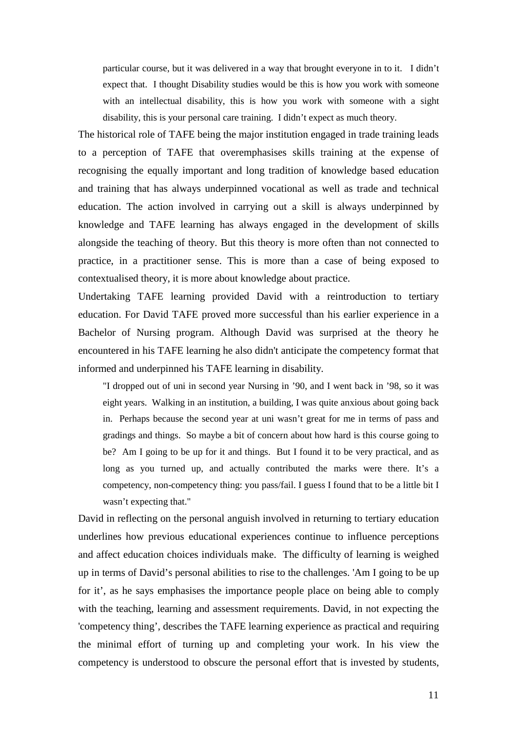> particular course, but it was delivered in a way that brought everyone in to it. I didn't expect that. I thought Disability studies would be this is how you work with someone with an intellectual disability, this is how you work with someone with a sight disability, this is your personal care training. I didn't expect as much theory.

The historical role of TAFE being the major institution engaged in trade training leads to a perception of TAFE that overemphasises skills training at the expense of recognising the equally important and long tradition of knowledge based education and training that has always underpinned vocational as well as trade and technical education. The action involved in carrying out a skill is always underpinned by knowledge and TAFE learning has always engaged in the development of skills alongside the teaching of theory. But this theory is more often than not connected to practice, in a practitioner sense. This is more than a case of being exposed to contextualised theory, it is more about knowledge about practice.

Undertaking TAFE learning provided David with a reintroduction to tertiary education. For David TAFE proved more successful than his earlier experience in a Bachelor of Nursing program. Although David was surprised at the theory he encountered in his TAFE learning he also didn't anticipate the competency format that informed and underpinned his TAFE learning in disability.

> "I dropped out of uni in second year Nursing in '90, and I went back in '98, so it was eight years. Walking in an institution, a building, I was quite anxious about going back in. Perhaps because the second year at uni wasn't great for me in terms of pass and gradings and things. So maybe a bit of concern about how hard is this course going to be? Am I going to be up for it and things. But I found it to be very practical, and as long as you turned up, and actually contributed the marks were there. It's a competency, non-competency thing: you pass/fail. I guess I found that to be a little bit I wasn't expecting that."

David in reflecting on the personal anguish involved in returning to tertiary education underlines how previous educational experiences continue to influence perceptions and affect education choices individuals make. The difficulty of learning is weighed up in terms of David's personal abilities to rise to the challenges. 'Am I going to be up for it', as he says emphasises the importance people place on being able to comply with the teaching, learning and assessment requirements. David, in not expecting the 'competency thing', describes the TAFE learning experience as practical and requiring the minimal effort of turning up and completing your work. In his view the competency is understood to obscure the personal effort that is invested by students,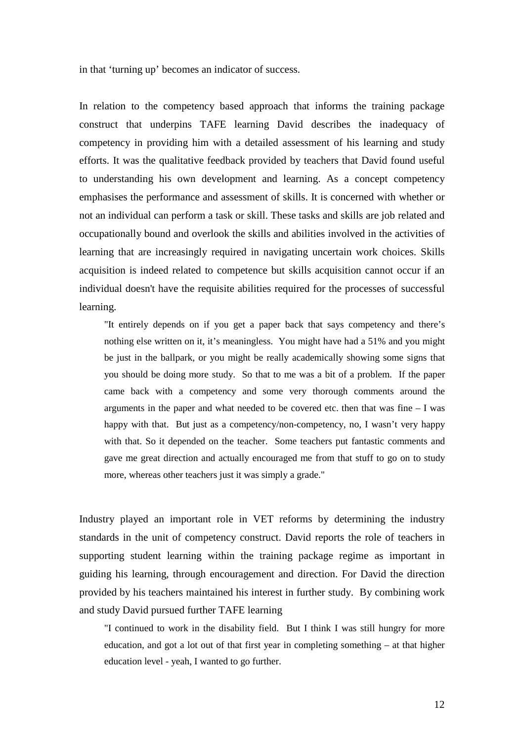in that 'turning up' becomes an indicator of success.

In relation to the competency based approach that informs the training package construct that underpins TAFE learning David describes the inadequacy of competency in providing him with a detailed assessment of his learning and study efforts. It was the qualitative feedback provided by teachers that David found useful to understanding his own development and learning. As a concept competency emphasises the performance and assessment of skills. It is concerned with whether or not an individual can perform a task or skill. These tasks and skills are job related and occupationally bound and overlook the skills and abilities involved in the activities of learning that are increasingly required in navigating uncertain work choices. Skills acquisition is indeed related to competence but skills acquisition cannot occur if an individual doesn't have the requisite abilities required for the processes of successful learning.

> "It entirely depends on if you get a paper back that says competency and there's nothing else written on it, it's meaningless. You might have had a 51% and you might be just in the ballpark, or you might be really academically showing some signs that you should be doing more study. So that to me was a bit of a problem. If the paper came back with a competency and some very thorough comments around the arguments in the paper and what needed to be covered etc. then that was fine – I was happy with that. But just as a competency/non-competency, no, I wasn't very happy with that. So it depended on the teacher. Some teachers put fantastic comments and gave me great direction and actually encouraged me from that stuff to go on to study more, whereas other teachers just it was simply a grade."

Industry played an important role in VET reforms by determining the industry standards in the unit of competency construct. David reports the role of teachers in supporting student learning within the training package regime as important in guiding his learning, through encouragement and direction. For David the direction provided by his teachers maintained his interest in further study. By combining work and study David pursued further TAFE learning

> "I continued to work in the disability field. But I think I was still hungry for more education, and got a lot out of that first year in completing something – at that higher education level - yeah, I wanted to go further.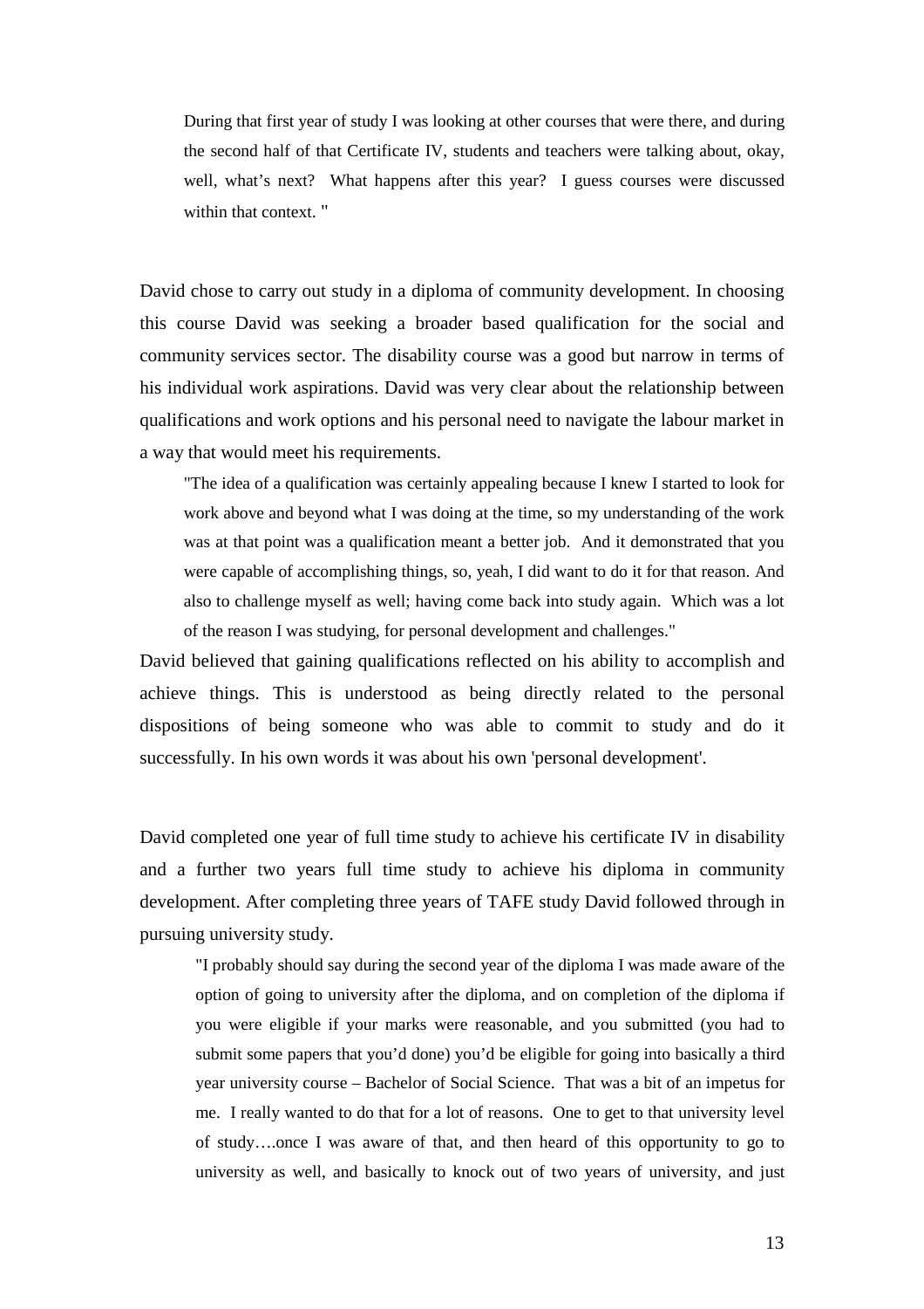> During that first year of study I was looking at other courses that were there, and during the second half of that Certificate IV, students and teachers were talking about, okay, well, what's next? What happens after this year? I guess courses were discussed within that context. "

David chose to carry out study in a diploma of community development. In choosing this course David was seeking a broader based qualification for the social and community services sector. The disability course was a good but narrow in terms of his individual work aspirations. David was very clear about the relationship between qualifications and work options and his personal need to navigate the labour market in a way that would meet his requirements.

> "The idea of a qualification was certainly appealing because I knew I started to look for work above and beyond what I was doing at the time, so my understanding of the work was at that point was a qualification meant a better job. And it demonstrated that you were capable of accomplishing things, so, yeah, I did want to do it for that reason. And also to challenge myself as well; having come back into study again. Which was a lot of the reason I was studying, for personal development and challenges."

David believed that gaining qualifications reflected on his ability to accomplish and achieve things. This is understood as being directly related to the personal dispositions of being someone who was able to commit to study and do it successfully. In his own words it was about his own 'personal development'.

David completed one year of full time study to achieve his certificate IV in disability and a further two years full time study to achieve his diploma in community development. After completing three years of TAFE study David followed through in pursuing university study.

> "I probably should say during the second year of the diploma I was made aware of the option of going to university after the diploma, and on completion of the diploma if you were eligible if your marks were reasonable, and you submitted (you had to submit some papers that you'd done) you'd be eligible for going into basically a third year university course – Bachelor of Social Science. That was a bit of an impetus for me. I really wanted to do that for a lot of reasons. One to get to that university level of study….once I was aware of that, and then heard of this opportunity to go to university as well, and basically to knock out of two years of university, and just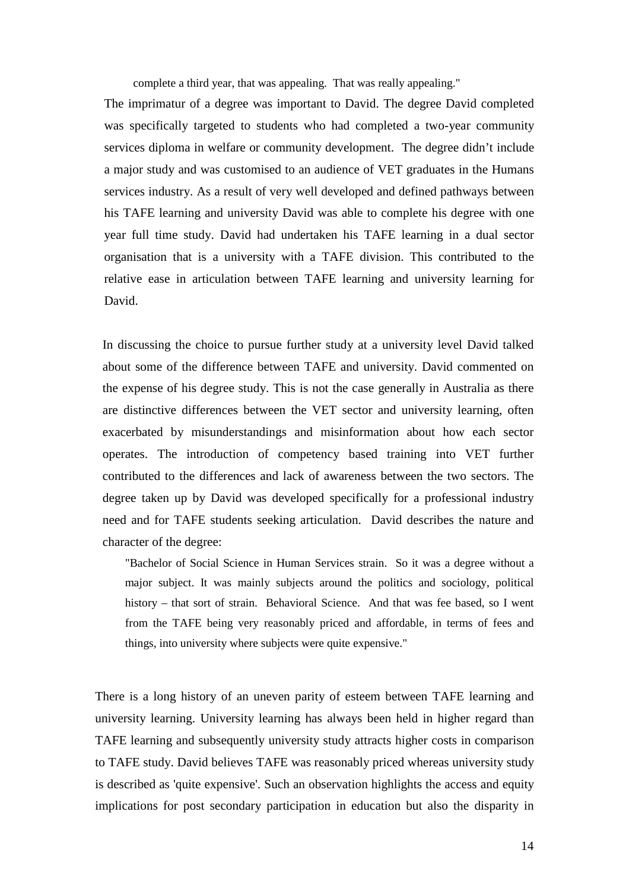> complete a third year, that was appealing. That was really appealing."

The imprimatur of a degree was important to David. The degree David completed was specifically targeted to students who had completed a two-year community services diploma in welfare or community development. The degree didn't include a major study and was customised to an audience of VET graduates in the Humans services industry. As a result of very well developed and defined pathways between his TAFE learning and university David was able to complete his degree with one year full time study. David had undertaken his TAFE learning in a dual sector organisation that is a university with a TAFE division. This contributed to the relative ease in articulation between TAFE learning and university learning for David.

In discussing the choice to pursue further study at a university level David talked about some of the difference between TAFE and university. David commented on the expense of his degree study. This is not the case generally in Australia as there are distinctive differences between the VET sector and university learning, often exacerbated by misunderstandings and misinformation about how each sector operates. The introduction of competency based training into VET further contributed to the differences and lack of awareness between the two sectors. The degree taken up by David was developed specifically for a professional industry need and for TAFE students seeking articulation. David describes the nature and character of the degree:

> "Bachelor of Social Science in Human Services strain. So it was a degree without a major subject. It was mainly subjects around the politics and sociology, political history – that sort of strain. Behavioral Science. And that was fee based, so I went from the TAFE being very reasonably priced and affordable, in terms of fees and things, into university where subjects were quite expensive."

There is a long history of an uneven parity of esteem between TAFE learning and university learning. University learning has always been held in higher regard than TAFE learning and subsequently university study attracts higher costs in comparison to TAFE study. David believes TAFE was reasonably priced whereas university study is described as 'quite expensive'. Such an observation highlights the access and equity implications for post secondary participation in education but also the disparity in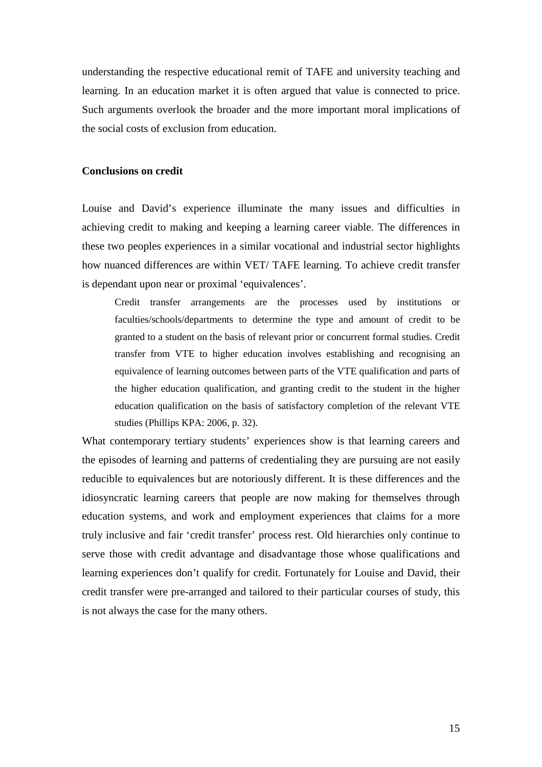understanding the respective educational remit of TAFE and university teaching and learning. In an education market it is often argued that value is connected to price. Such arguments overlook the broader and the more important moral implications of the social costs of exclusion from education.

**Conclusions on credit**

Louise and David's experience illuminate the many issues and difficulties in achieving credit to making and keeping a learning career viable. The differences in these two peoples experiences in a similar vocational and industrial sector highlights how nuanced differences are within VET/ TAFE learning. To achieve credit transfer is dependant upon near or proximal 'equivalences'.

> Credit transfer arrangements are the processes used by institutions or faculties/schools/departments to determine the type and amount of credit to be granted to a student on the basis of relevant prior or concurrent formal studies. Credit transfer from VTE to higher education involves establishing and recognising an equivalence of learning outcomes between parts of the VTE qualification and parts of the higher education qualification, and granting credit to the student in the higher education qualification on the basis of satisfactory completion of the relevant VTE studies (Phillips KPA: 2006, p. 32).

What contemporary tertiary students' experiences show is that learning careers and the episodes of learning and patterns of credentialing they are pursuing are not easily reducible to equivalences but are notoriously different. It is these differences and the idiosyncratic learning careers that people are now making for themselves through education systems, and work and employment experiences that claims for a more truly inclusive and fair 'credit transfer' process rest. Old hierarchies only continue to serve those with credit advantage and disadvantage those whose qualifications and learning experiences don't qualify for credit. Fortunately for Louise and David, their credit transfer were pre-arranged and tailored to their particular courses of study, this is not always the case for the many others.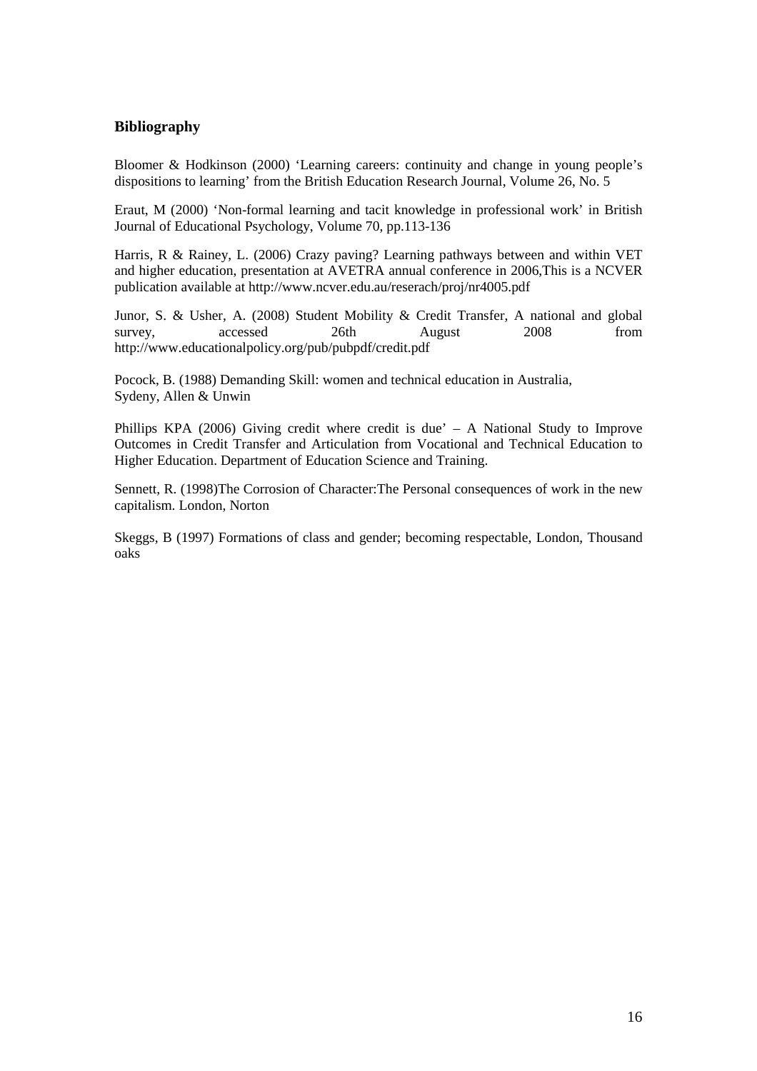## Bibliography

Bloomer & Hodkinson (2000) 'Learning careers: continuity and change in young people's dispositions to learning' from the British Education Research Journal, Volume 26, No. 5

Eraut, M (2000) 'Non-formal learning and tacit knowledge in professional work' in British Journal of Educational Psychology, Volume 70, pp.113-136

Harris, R & Rainey, L. (2006) Crazy paving? Learning pathways between and within VET and higher education, presentation at AVETRA annual conference in 2006,This is a NCVER publication available at http://www.ncver.edu.au/reserach/proj/nr4005.pdf

Junor, S. & Usher, A. (2008) Student Mobility & Credit Transfer, A national and global survey, accessed 26th August 2008 from http://www.educationalpolicy.org/pub/pubpdf/credit.pdf

Pocock, B. (1988) Demanding Skill: women and technical education in Australia, Sydeny, Allen & Unwin

Phillips KPA (2006) Giving credit where credit is due' – A National Study to Improve Outcomes in Credit Transfer and Articulation from Vocational and Technical Education to Higher Education. Department of Education Science and Training.

Sennett, R. (1998)The Corrosion of Character:The Personal consequences of work in the new capitalism. London, Norton

Skeggs, B (1997) Formations of class and gender; becoming respectable, London, Thousand oaks